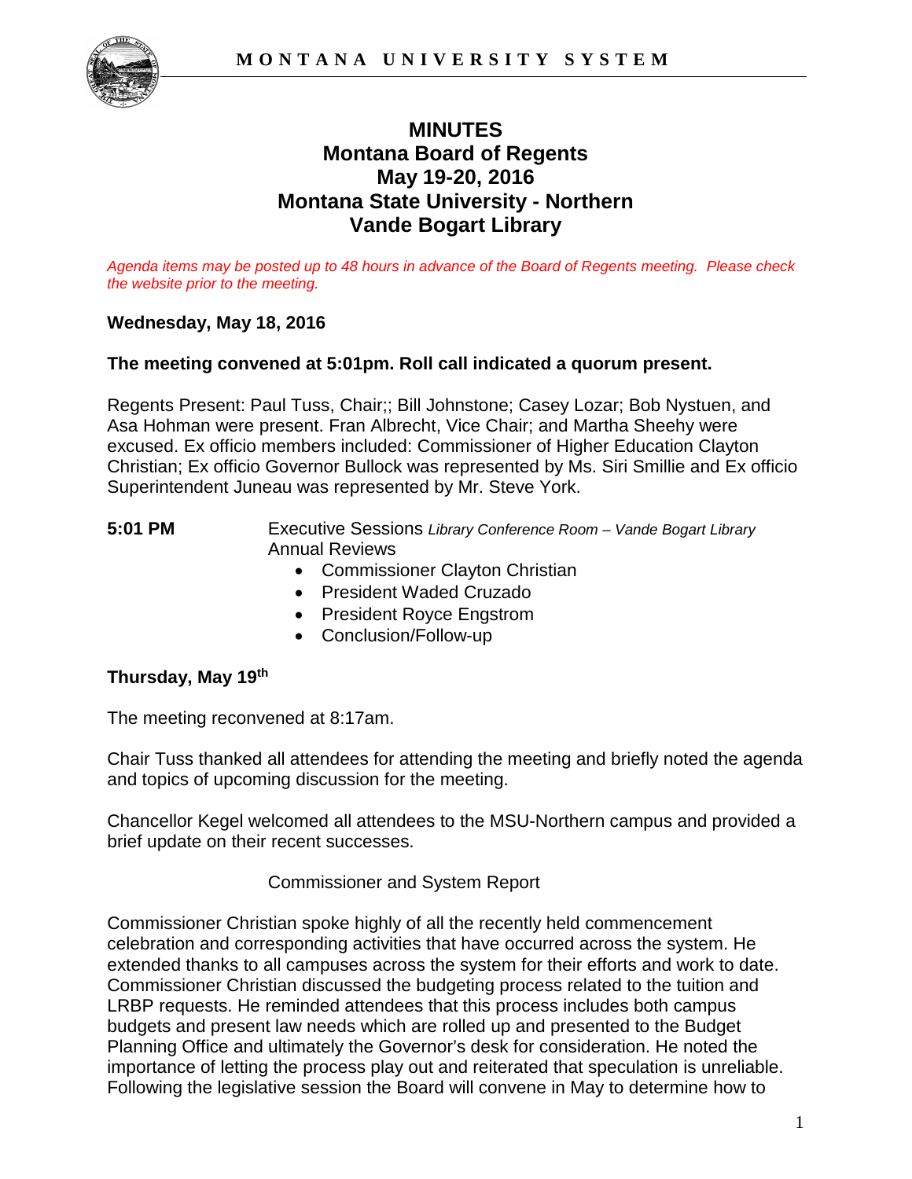# MINUTES
## Montana Board of Regents
## May 19-20, 2016
## Montana State University - Northern
## Vande Bogart Library

*Agenda items may be posted up to 48 hours in advance of the Board of Regents meeting. Please check the website prior to the meeting.*

**Wednesday, May 18, 2016**

**The meeting convened at 5:01pm. Roll call indicated a quorum present.**

Regents Present: Paul Tuss, Chair;; Bill Johnstone; Casey Lozar; Bob Nystuen, and Asa Hohman were present. Fran Albrecht, Vice Chair; and Martha Sheehy were excused. Ex officio members included: Commissioner of Higher Education Clayton Christian; Ex officio Governor Bullock was represented by Ms. Siri Smillie and Ex officio Superintendent Juneau was represented by Mr. Steve York.

**5:01 PM** Executive Sessions *Library Conference Room – Vande Bogart Library*
Annual Reviews

- Commissioner Clayton Christian
- President Waded Cruzado
- President Royce Engstrom
- Conclusion/Follow-up

**Thursday, May 19th**

The meeting reconvened at 8:17am.

Chair Tuss thanked all attendees for attending the meeting and briefly noted the agenda and topics of upcoming discussion for the meeting.

Chancellor Kegel welcomed all attendees to the MSU-Northern campus and provided a brief update on their recent successes.

Commissioner and System Report

Commissioner Christian spoke highly of all the recently held commencement celebration and corresponding activities that have occurred across the system. He extended thanks to all campuses across the system for their efforts and work to date. Commissioner Christian discussed the budgeting process related to the tuition and LRBP requests. He reminded attendees that this process includes both campus budgets and present law needs which are rolled up and presented to the Budget Planning Office and ultimately the Governor's desk for consideration. He noted the importance of letting the process play out and reiterated that speculation is unreliable. Following the legislative session the Board will convene in May to determine how to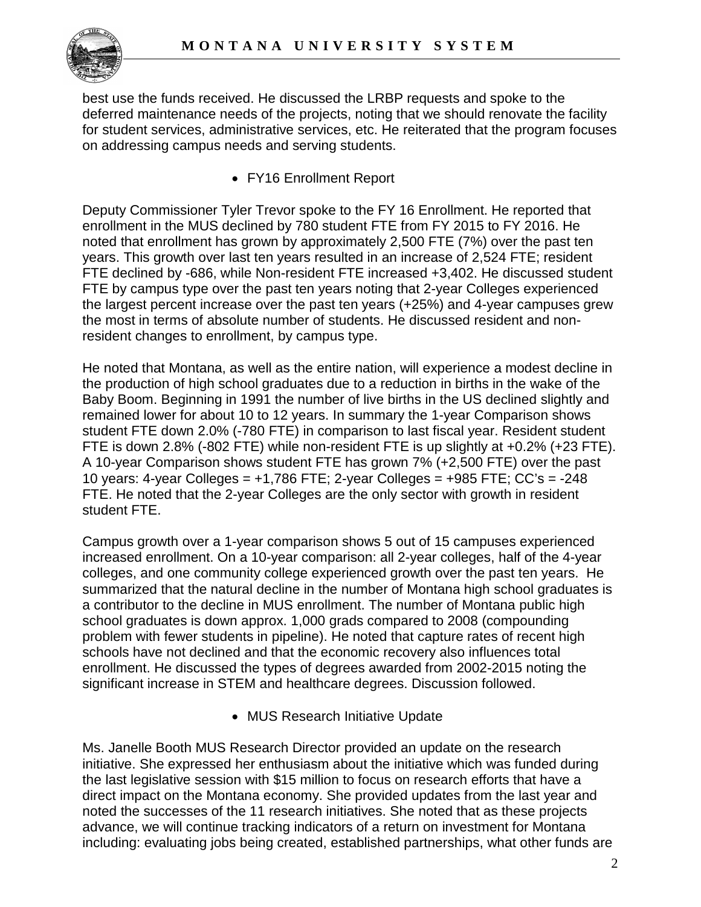best use the funds received. He discussed the LRBP requests and spoke to the deferred maintenance needs of the projects, noting that we should renovate the facility for student services, administrative services, etc. He reiterated that the program focuses on addressing campus needs and serving students.

- FY16 Enrollment Report

Deputy Commissioner Tyler Trevor spoke to the FY 16 Enrollment. He reported that enrollment in the MUS declined by 780 student FTE from FY 2015 to FY 2016. He noted that enrollment has grown by approximately 2,500 FTE (7%) over the past ten years. This growth over last ten years resulted in an increase of 2,524 FTE; resident FTE declined by -686, while Non-resident FTE increased +3,402. He discussed student FTE by campus type over the past ten years noting that 2-year Colleges experienced the largest percent increase over the past ten years (+25%) and 4-year campuses grew the most in terms of absolute number of students. He discussed resident and non-resident changes to enrollment, by campus type.

He noted that Montana, as well as the entire nation, will experience a modest decline in the production of high school graduates due to a reduction in births in the wake of the Baby Boom. Beginning in 1991 the number of live births in the US declined slightly and remained lower for about 10 to 12 years. In summary the 1-year Comparison shows student FTE down 2.0% (-780 FTE) in comparison to last fiscal year. Resident student FTE is down 2.8% (-802 FTE) while non-resident FTE is up slightly at +0.2% (+23 FTE). A 10-year Comparison shows student FTE has grown 7% (+2,500 FTE) over the past 10 years: 4-year Colleges = +1,786 FTE; 2-year Colleges = +985 FTE; CC's = -248 FTE. He noted that the 2-year Colleges are the only sector with growth in resident student FTE.

Campus growth over a 1-year comparison shows 5 out of 15 campuses experienced increased enrollment. On a 10-year comparison: all 2-year colleges, half of the 4-year colleges, and one community college experienced growth over the past ten years. He summarized that the natural decline in the number of Montana high school graduates is a contributor to the decline in MUS enrollment. The number of Montana public high school graduates is down approx. 1,000 grads compared to 2008 (compounding problem with fewer students in pipeline). He noted that capture rates of recent high schools have not declined and that the economic recovery also influences total enrollment. He discussed the types of degrees awarded from 2002-2015 noting the significant increase in STEM and healthcare degrees. Discussion followed.

- MUS Research Initiative Update

Ms. Janelle Booth MUS Research Director provided an update on the research initiative. She expressed her enthusiasm about the initiative which was funded during the last legislative session with $15 million to focus on research efforts that have a direct impact on the Montana economy. She provided updates from the last year and noted the successes of the 11 research initiatives. She noted that as these projects advance, we will continue tracking indicators of a return on investment for Montana including: evaluating jobs being created, established partnerships, what other funds are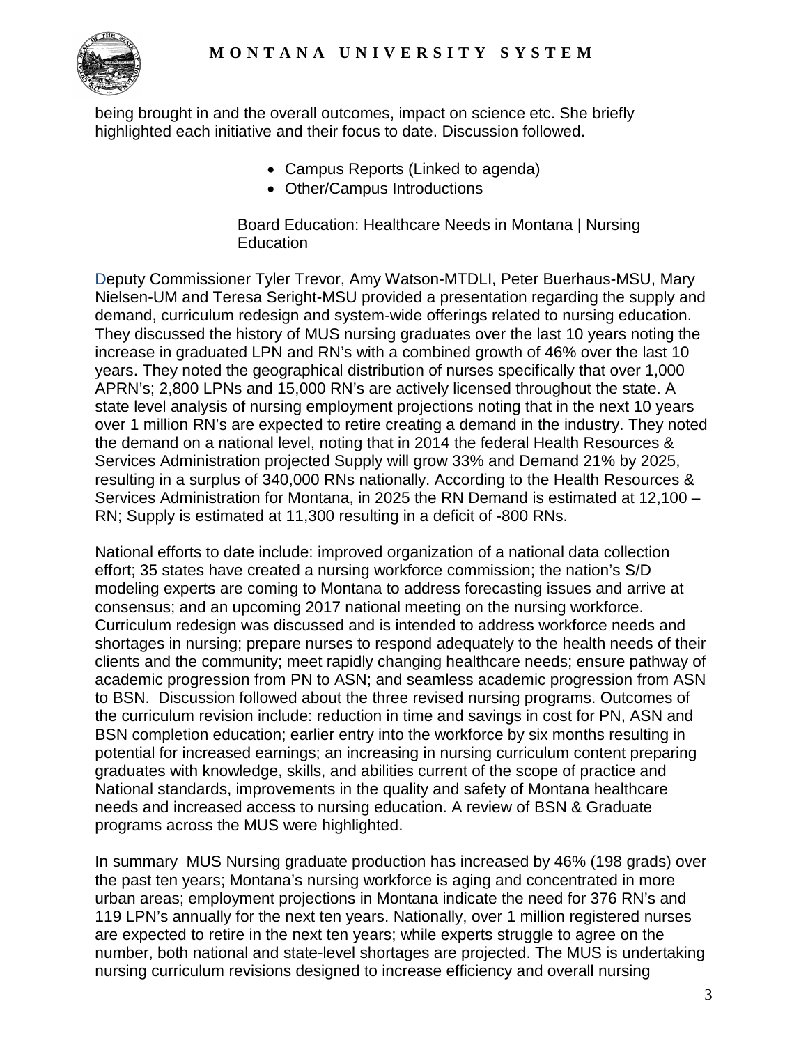being brought in and the overall outcomes, impact on science etc. She briefly highlighted each initiative and their focus to date. Discussion followed.

- Campus Reports (Linked to agenda)
- Other/Campus Introductions

Board Education: Healthcare Needs in Montana | Nursing Education

Deputy Commissioner Tyler Trevor, Amy Watson-MTDLI, Peter Buerhaus-MSU, Mary Nielsen-UM and Teresa Seright-MSU provided a presentation regarding the supply and demand, curriculum redesign and system-wide offerings related to nursing education. They discussed the history of MUS nursing graduates over the last 10 years noting the increase in graduated LPN and RN's with a combined growth of 46% over the last 10 years. They noted the geographical distribution of nurses specifically that over 1,000 APRN's; 2,800 LPNs and 15,000 RN's are actively licensed throughout the state. A state level analysis of nursing employment projections noting that in the next 10 years over 1 million RN's are expected to retire creating a demand in the industry. They noted the demand on a national level, noting that in 2014 the federal Health Resources & Services Administration projected Supply will grow 33% and Demand 21% by 2025, resulting in a surplus of 340,000 RNs nationally. According to the Health Resources & Services Administration for Montana, in 2025 the RN Demand is estimated at 12,100 – RN; Supply is estimated at 11,300 resulting in a deficit of -800 RNs.

National efforts to date include: improved organization of a national data collection effort; 35 states have created a nursing workforce commission; the nation's S/D modeling experts are coming to Montana to address forecasting issues and arrive at consensus; and an upcoming 2017 national meeting on the nursing workforce. Curriculum redesign was discussed and is intended to address workforce needs and shortages in nursing; prepare nurses to respond adequately to the health needs of their clients and the community; meet rapidly changing healthcare needs; ensure pathway of academic progression from PN to ASN; and seamless academic progression from ASN to BSN. Discussion followed about the three revised nursing programs. Outcomes of the curriculum revision include: reduction in time and savings in cost for PN, ASN and BSN completion education; earlier entry into the workforce by six months resulting in potential for increased earnings; an increasing in nursing curriculum content preparing graduates with knowledge, skills, and abilities current of the scope of practice and National standards, improvements in the quality and safety of Montana healthcare needs and increased access to nursing education. A review of BSN & Graduate programs across the MUS were highlighted.

In summary MUS Nursing graduate production has increased by 46% (198 grads) over the past ten years; Montana's nursing workforce is aging and concentrated in more urban areas; employment projections in Montana indicate the need for 376 RN's and 119 LPN's annually for the next ten years. Nationally, over 1 million registered nurses are expected to retire in the next ten years; while experts struggle to agree on the number, both national and state-level shortages are projected. The MUS is undertaking nursing curriculum revisions designed to increase efficiency and overall nursing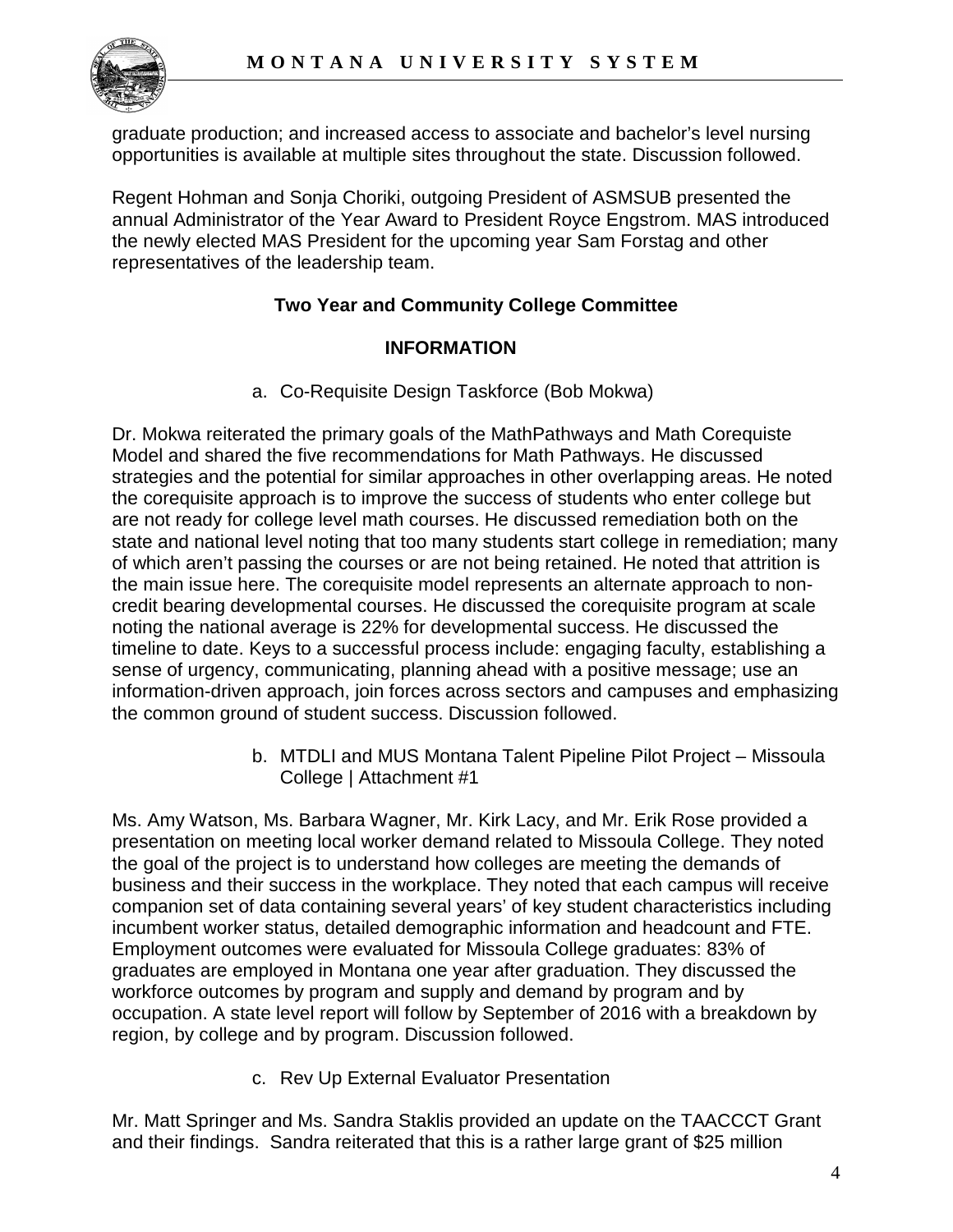graduate production; and increased access to associate and bachelor's level nursing opportunities is available at multiple sites throughout the state. Discussion followed.

Regent Hohman and Sonja Choriki, outgoing President of ASMSUB presented the annual Administrator of the Year Award to President Royce Engstrom. MAS introduced the newly elected MAS President for the upcoming year Sam Forstag and other representatives of the leadership team.

**Two Year and Community College Committee**

**INFORMATION**

a. Co-Requisite Design Taskforce (Bob Mokwa)

Dr. Mokwa reiterated the primary goals of the MathPathways and Math Corequiste Model and shared the five recommendations for Math Pathways. He discussed strategies and the potential for similar approaches in other overlapping areas. He noted the corequisite approach is to improve the success of students who enter college but are not ready for college level math courses. He discussed remediation both on the state and national level noting that too many students start college in remediation; many of which aren't passing the courses or are not being retained. He noted that attrition is the main issue here. The corequisite model represents an alternate approach to non-credit bearing developmental courses. He discussed the corequisite program at scale noting the national average is 22% for developmental success. He discussed the timeline to date. Keys to a successful process include: engaging faculty, establishing a sense of urgency, communicating, planning ahead with a positive message; use an information-driven approach, join forces across sectors and campuses and emphasizing the common ground of student success. Discussion followed.

b. MTDLI and MUS Montana Talent Pipeline Pilot Project – Missoula College | Attachment #1

Ms. Amy Watson, Ms. Barbara Wagner, Mr. Kirk Lacy, and Mr. Erik Rose provided a presentation on meeting local worker demand related to Missoula College. They noted the goal of the project is to understand how colleges are meeting the demands of business and their success in the workplace. They noted that each campus will receive companion set of data containing several years' of key student characteristics including incumbent worker status, detailed demographic information and headcount and FTE. Employment outcomes were evaluated for Missoula College graduates: 83% of graduates are employed in Montana one year after graduation. They discussed the workforce outcomes by program and supply and demand by program and by occupation. A state level report will follow by September of 2016 with a breakdown by region, by college and by program. Discussion followed.

c. Rev Up External Evaluator Presentation

Mr. Matt Springer and Ms. Sandra Staklis provided an update on the TAACCCT Grant and their findings. Sandra reiterated that this is a rather large grant of $25 million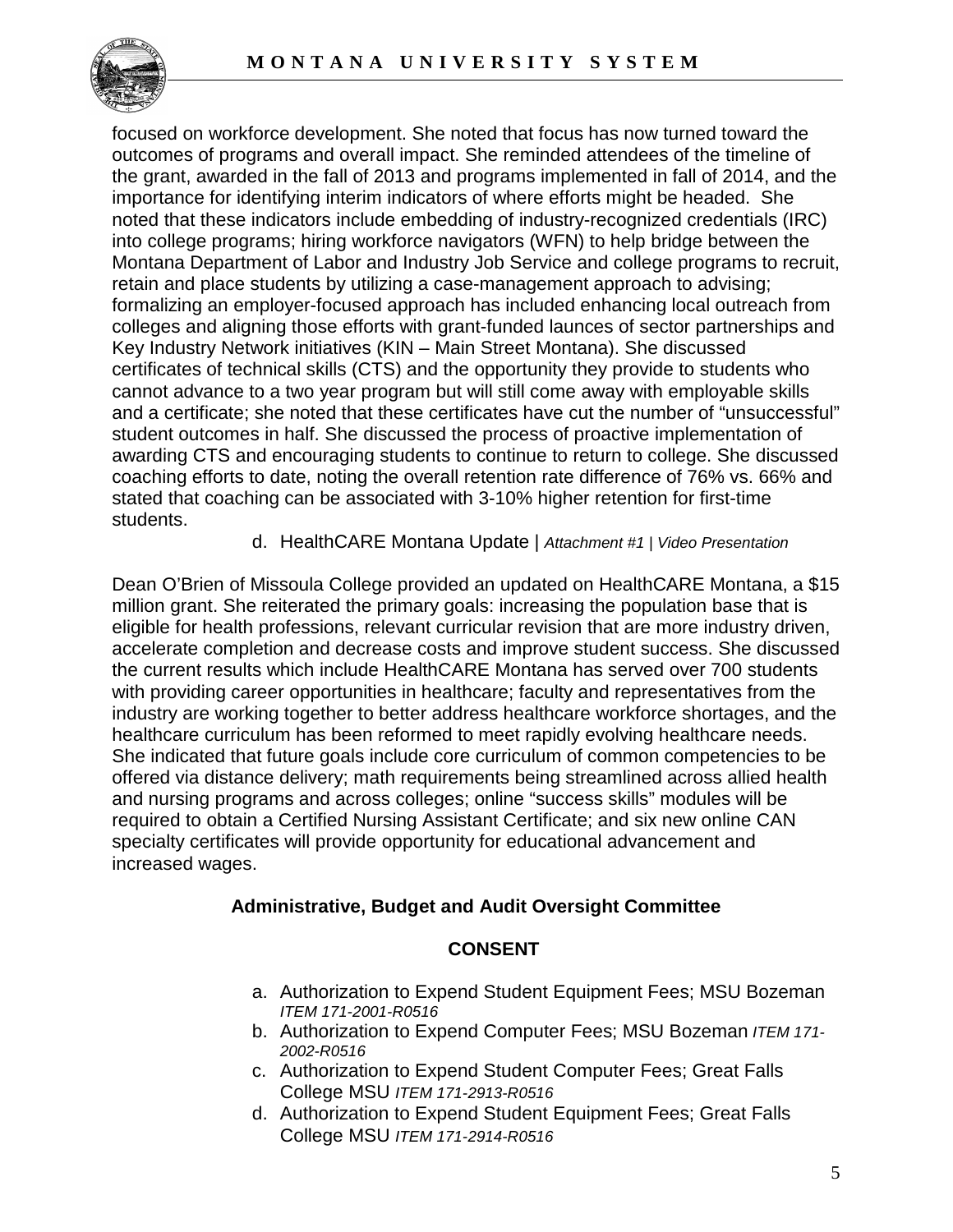focused on workforce development. She noted that focus has now turned toward the outcomes of programs and overall impact. She reminded attendees of the timeline of the grant, awarded in the fall of 2013 and programs implemented in fall of 2014, and the importance for identifying interim indicators of where efforts might be headed. She noted that these indicators include embedding of industry-recognized credentials (IRC) into college programs; hiring workforce navigators (WFN) to help bridge between the Montana Department of Labor and Industry Job Service and college programs to recruit, retain and place students by utilizing a case-management approach to advising; formalizing an employer-focused approach has included enhancing local outreach from colleges and aligning those efforts with grant-funded launces of sector partnerships and Key Industry Network initiatives (KIN – Main Street Montana). She discussed certificates of technical skills (CTS) and the opportunity they provide to students who cannot advance to a two year program but will still come away with employable skills and a certificate; she noted that these certificates have cut the number of "unsuccessful" student outcomes in half. She discussed the process of proactive implementation of awarding CTS and encouraging students to continue to return to college. She discussed coaching efforts to date, noting the overall retention rate difference of 76% vs. 66% and stated that coaching can be associated with 3-10% higher retention for first-time students.

d. HealthCARE Montana Update | *Attachment #1 | Video Presentation*

Dean O'Brien of Missoula College provided an updated on HealthCARE Montana, a $15 million grant. She reiterated the primary goals: increasing the population base that is eligible for health professions, relevant curricular revision that are more industry driven, accelerate completion and decrease costs and improve student success. She discussed the current results which include HealthCARE Montana has served over 700 students with providing career opportunities in healthcare; faculty and representatives from the industry are working together to better address healthcare workforce shortages, and the healthcare curriculum has been reformed to meet rapidly evolving healthcare needs. She indicated that future goals include core curriculum of common competencies to be offered via distance delivery; math requirements being streamlined across allied health and nursing programs and across colleges; online "success skills" modules will be required to obtain a Certified Nursing Assistant Certificate; and six new online CAN specialty certificates will provide opportunity for educational advancement and increased wages.

**Administrative, Budget and Audit Oversight Committee**

**CONSENT**

a. Authorization to Expend Student Equipment Fees; MSU Bozeman *ITEM 171-2001-R0516*
b. Authorization to Expend Computer Fees; MSU Bozeman *ITEM 171-2002-R0516*
c. Authorization to Expend Student Computer Fees; Great Falls College MSU *ITEM 171-2913-R0516*
d. Authorization to Expend Student Equipment Fees; Great Falls College MSU *ITEM 171-2914-R0516*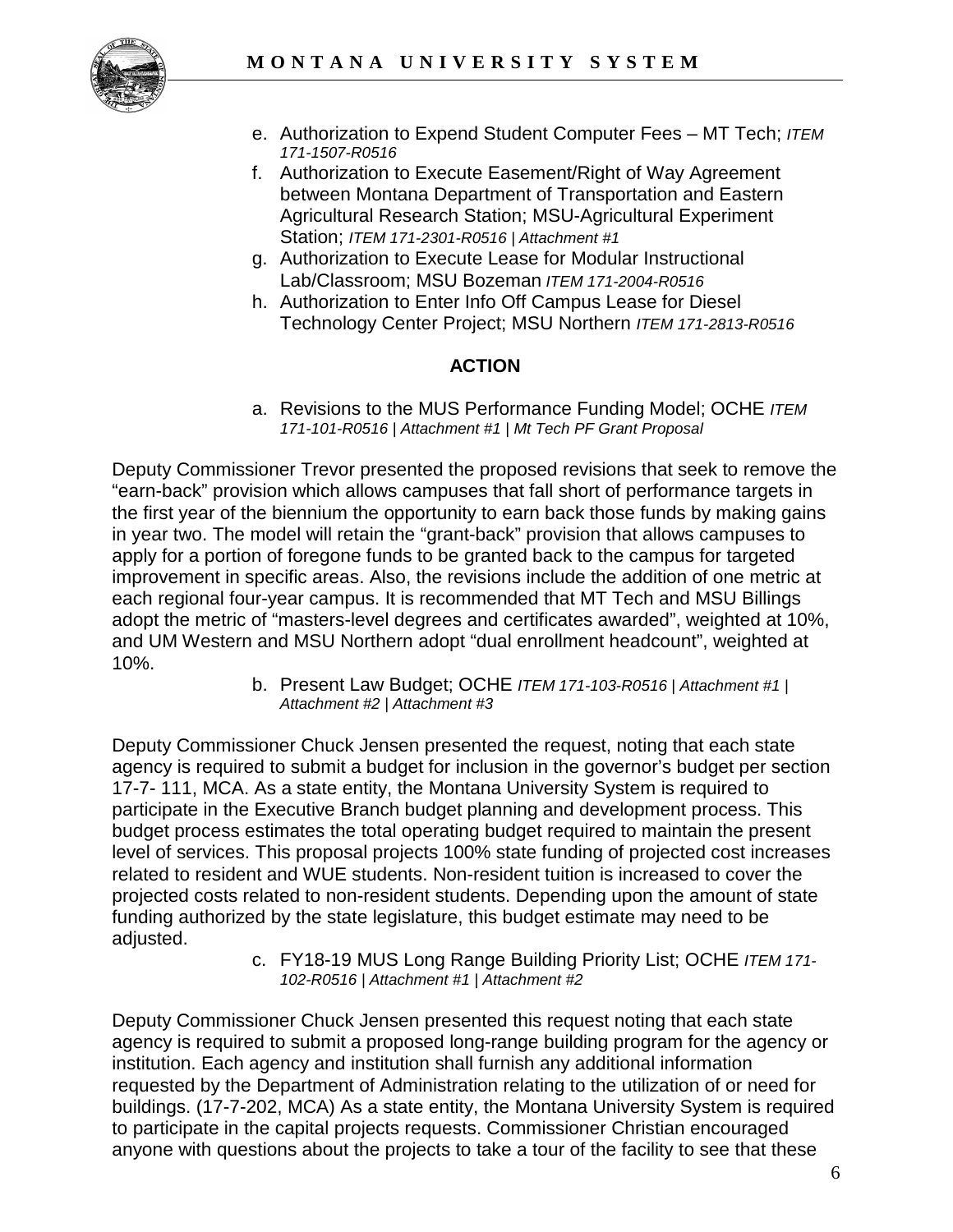e. Authorization to Expend Student Computer Fees – MT Tech; *ITEM 171-1507-R0516*
f. Authorization to Execute Easement/Right of Way Agreement between Montana Department of Transportation and Eastern Agricultural Research Station; MSU-Agricultural Experiment Station; *ITEM 171-2301-R0516 | Attachment #1*
g. Authorization to Execute Lease for Modular Instructional Lab/Classroom; MSU Bozeman *ITEM 171-2004-R0516*
h. Authorization to Enter Info Off Campus Lease for Diesel Technology Center Project; MSU Northern *ITEM 171-2813-R0516*

**ACTION**

a. Revisions to the MUS Performance Funding Model; OCHE *ITEM 171-101-R0516 | Attachment #1 | Mt Tech PF Grant Proposal*

Deputy Commissioner Trevor presented the proposed revisions that seek to remove the "earn-back" provision which allows campuses that fall short of performance targets in the first year of the biennium the opportunity to earn back those funds by making gains in year two. The model will retain the "grant-back" provision that allows campuses to apply for a portion of foregone funds to be granted back to the campus for targeted improvement in specific areas. Also, the revisions include the addition of one metric at each regional four-year campus. It is recommended that MT Tech and MSU Billings adopt the metric of "masters-level degrees and certificates awarded", weighted at 10%, and UM Western and MSU Northern adopt "dual enrollment headcount", weighted at 10%.

b. Present Law Budget; OCHE *ITEM 171-103-R0516 | Attachment #1 | Attachment #2 | Attachment #3*

Deputy Commissioner Chuck Jensen presented the request, noting that each state agency is required to submit a budget for inclusion in the governor's budget per section 17-7- 111, MCA. As a state entity, the Montana University System is required to participate in the Executive Branch budget planning and development process. This budget process estimates the total operating budget required to maintain the present level of services. This proposal projects 100% state funding of projected cost increases related to resident and WUE students. Non-resident tuition is increased to cover the projected costs related to non-resident students. Depending upon the amount of state funding authorized by the state legislature, this budget estimate may need to be adjusted.

c. FY18-19 MUS Long Range Building Priority List; OCHE *ITEM 171-102-R0516 | Attachment #1 | Attachment #2*

Deputy Commissioner Chuck Jensen presented this request noting that each state agency is required to submit a proposed long-range building program for the agency or institution. Each agency and institution shall furnish any additional information requested by the Department of Administration relating to the utilization of or need for buildings. (17-7-202, MCA) As a state entity, the Montana University System is required to participate in the capital projects requests. Commissioner Christian encouraged anyone with questions about the projects to take a tour of the facility to see that these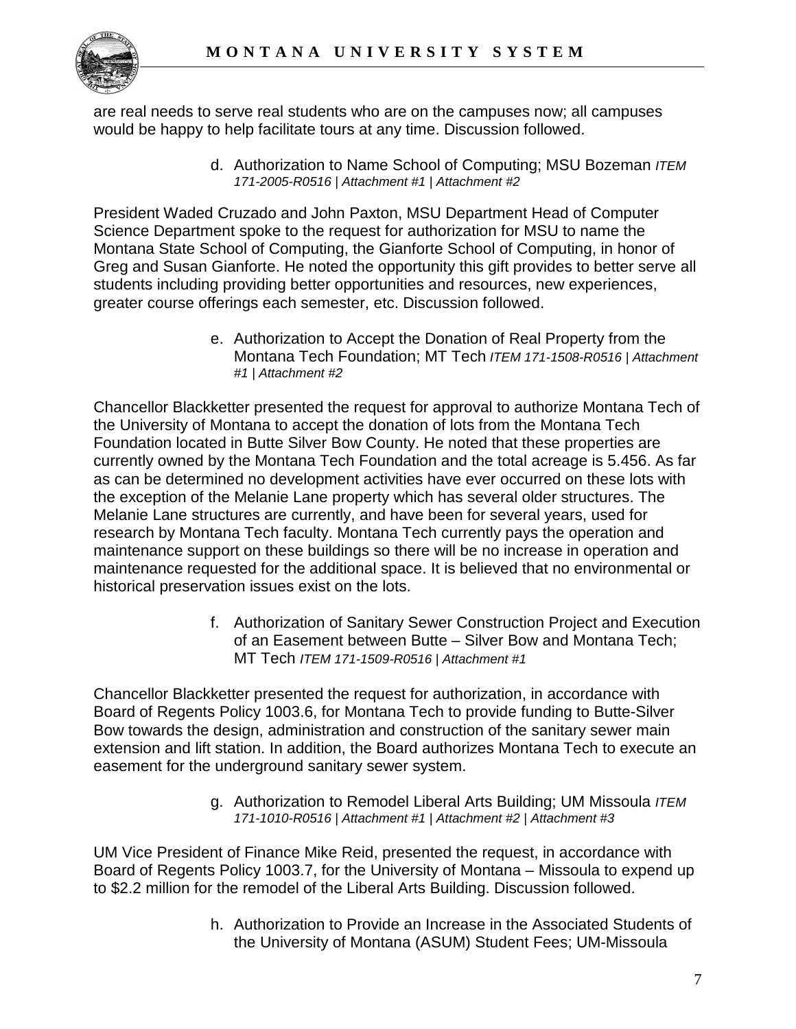are real needs to serve real students who are on the campuses now; all campuses would be happy to help facilitate tours at any time. Discussion followed.

d. Authorization to Name School of Computing; MSU Bozeman *ITEM 171-2005-R0516 | Attachment #1 | Attachment #2*

President Waded Cruzado and John Paxton, MSU Department Head of Computer Science Department spoke to the request for authorization for MSU to name the Montana State School of Computing, the Gianforte School of Computing, in honor of Greg and Susan Gianforte. He noted the opportunity this gift provides to better serve all students including providing better opportunities and resources, new experiences, greater course offerings each semester, etc. Discussion followed.

e. Authorization to Accept the Donation of Real Property from the Montana Tech Foundation; MT Tech *ITEM 171-1508-R0516 | Attachment #1 | Attachment #2*

Chancellor Blackketter presented the request for approval to authorize Montana Tech of the University of Montana to accept the donation of lots from the Montana Tech Foundation located in Butte Silver Bow County. He noted that these properties are currently owned by the Montana Tech Foundation and the total acreage is 5.456. As far as can be determined no development activities have ever occurred on these lots with the exception of the Melanie Lane property which has several older structures. The Melanie Lane structures are currently, and have been for several years, used for research by Montana Tech faculty. Montana Tech currently pays the operation and maintenance support on these buildings so there will be no increase in operation and maintenance requested for the additional space. It is believed that no environmental or historical preservation issues exist on the lots.

f. Authorization of Sanitary Sewer Construction Project and Execution of an Easement between Butte – Silver Bow and Montana Tech; MT Tech *ITEM 171-1509-R0516 | Attachment #1*

Chancellor Blackketter presented the request for authorization, in accordance with Board of Regents Policy 1003.6, for Montana Tech to provide funding to Butte-Silver Bow towards the design, administration and construction of the sanitary sewer main extension and lift station. In addition, the Board authorizes Montana Tech to execute an easement for the underground sanitary sewer system.

g. Authorization to Remodel Liberal Arts Building; UM Missoula *ITEM 171-1010-R0516 | Attachment #1 | Attachment #2 | Attachment #3*

UM Vice President of Finance Mike Reid, presented the request, in accordance with Board of Regents Policy 1003.7, for the University of Montana – Missoula to expend up to $2.2 million for the remodel of the Liberal Arts Building. Discussion followed.

h. Authorization to Provide an Increase in the Associated Students of the University of Montana (ASUM) Student Fees; UM-Missoula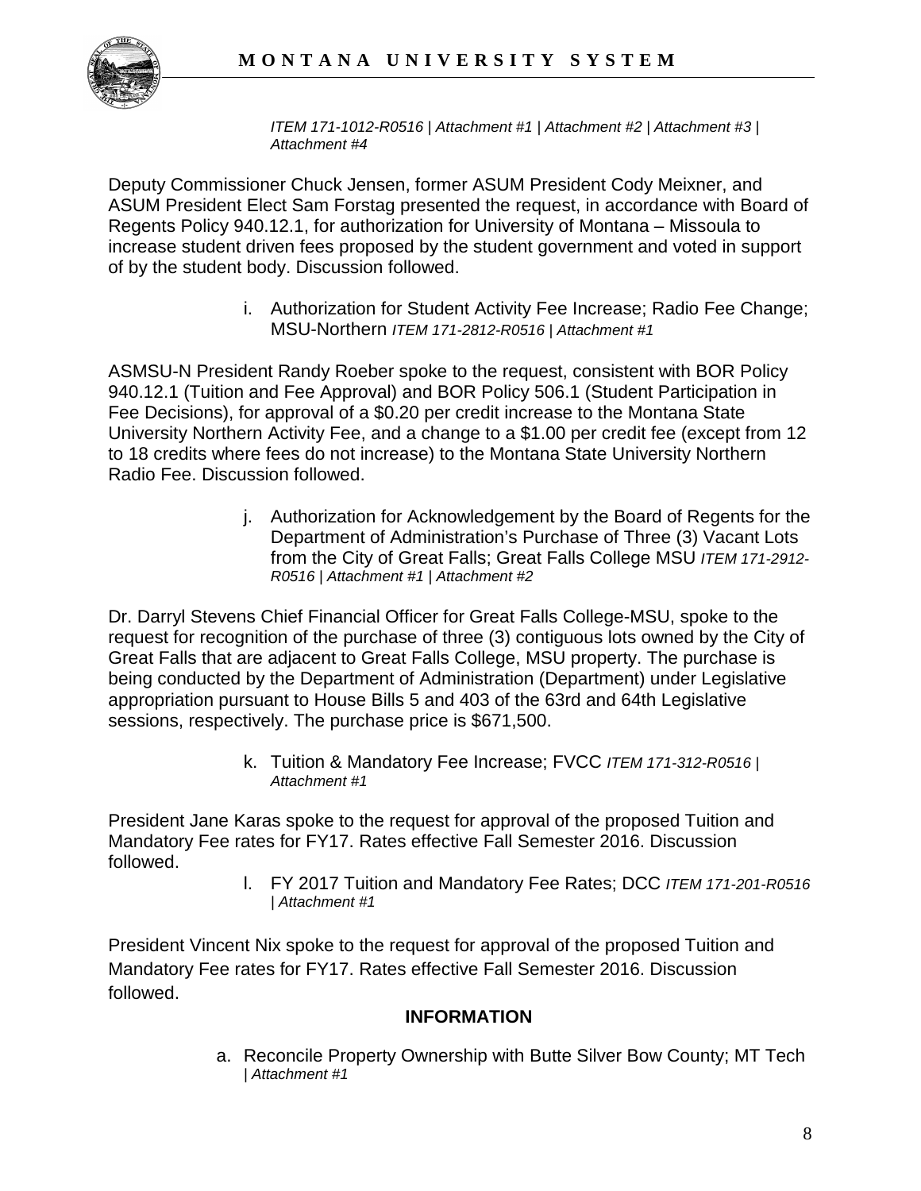*ITEM 171-1012-R0516 | Attachment #1 | Attachment #2 | Attachment #3 | Attachment #4*

Deputy Commissioner Chuck Jensen, former ASUM President Cody Meixner, and ASUM President Elect Sam Forstag presented the request, in accordance with Board of Regents Policy 940.12.1, for authorization for University of Montana – Missoula to increase student driven fees proposed by the student government and voted in support of by the student body. Discussion followed.

i. Authorization for Student Activity Fee Increase; Radio Fee Change; MSU-Northern *ITEM 171-2812-R0516 | Attachment #1*

ASMSU-N President Randy Roeber spoke to the request, consistent with BOR Policy 940.12.1 (Tuition and Fee Approval) and BOR Policy 506.1 (Student Participation in Fee Decisions), for approval of a $0.20 per credit increase to the Montana State University Northern Activity Fee, and a change to a $1.00 per credit fee (except from 12 to 18 credits where fees do not increase) to the Montana State University Northern Radio Fee. Discussion followed.

j. Authorization for Acknowledgement by the Board of Regents for the Department of Administration's Purchase of Three (3) Vacant Lots from the City of Great Falls; Great Falls College MSU *ITEM 171-2912-R0516 | Attachment #1 | Attachment #2*

Dr. Darryl Stevens Chief Financial Officer for Great Falls College-MSU, spoke to the request for recognition of the purchase of three (3) contiguous lots owned by the City of Great Falls that are adjacent to Great Falls College, MSU property. The purchase is being conducted by the Department of Administration (Department) under Legislative appropriation pursuant to House Bills 5 and 403 of the 63rd and 64th Legislative sessions, respectively. The purchase price is $671,500.

k. Tuition & Mandatory Fee Increase; FVCC *ITEM 171-312-R0516 | Attachment #1*

President Jane Karas spoke to the request for approval of the proposed Tuition and Mandatory Fee rates for FY17. Rates effective Fall Semester 2016. Discussion followed.

l. FY 2017 Tuition and Mandatory Fee Rates; DCC *ITEM 171-201-R0516 | Attachment #1*

President Vincent Nix spoke to the request for approval of the proposed Tuition and Mandatory Fee rates for FY17. Rates effective Fall Semester 2016. Discussion followed.

## INFORMATION

a. Reconcile Property Ownership with Butte Silver Bow County; MT Tech *| Attachment #1*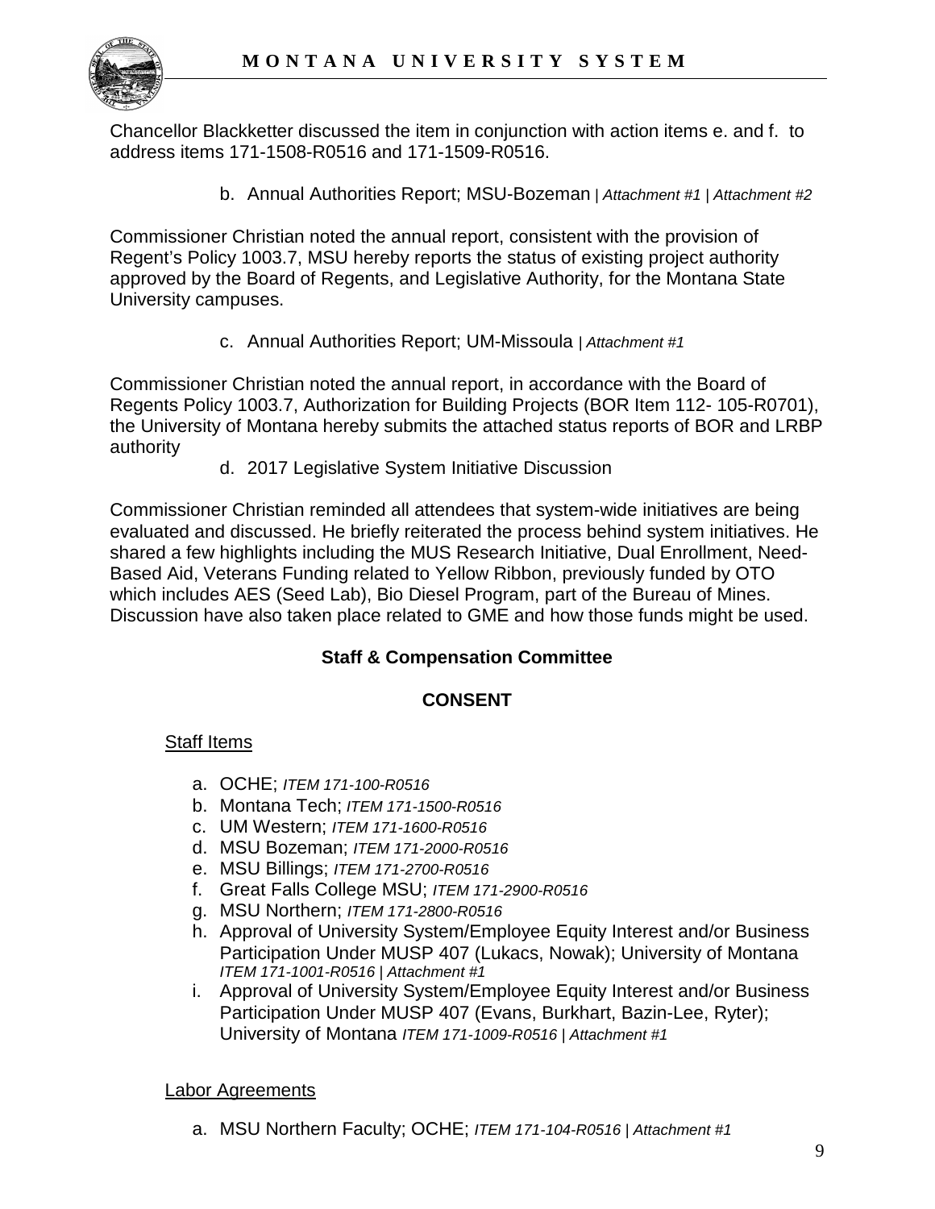Chancellor Blackketter discussed the item in conjunction with action items e. and f. to address items 171-1508-R0516 and 171-1509-R0516.

b. Annual Authorities Report; MSU-Bozeman | *Attachment #1* | *Attachment #2*

Commissioner Christian noted the annual report, consistent with the provision of Regent's Policy 1003.7, MSU hereby reports the status of existing project authority approved by the Board of Regents, and Legislative Authority, for the Montana State University campuses.

c. Annual Authorities Report; UM-Missoula | *Attachment #1*

Commissioner Christian noted the annual report, in accordance with the Board of Regents Policy 1003.7, Authorization for Building Projects (BOR Item 112- 105-R0701), the University of Montana hereby submits the attached status reports of BOR and LRBP authority

d. 2017 Legislative System Initiative Discussion

Commissioner Christian reminded all attendees that system-wide initiatives are being evaluated and discussed. He briefly reiterated the process behind system initiatives. He shared a few highlights including the MUS Research Initiative, Dual Enrollment, Need-Based Aid, Veterans Funding related to Yellow Ribbon, previously funded by OTO which includes AES (Seed Lab), Bio Diesel Program, part of the Bureau of Mines. Discussion have also taken place related to GME and how those funds might be used.

**Staff & Compensation Committee**

**CONSENT**

Staff Items

a. OCHE; *ITEM 171-100-R0516*
b. Montana Tech; *ITEM 171-1500-R0516*
c. UM Western; *ITEM 171-1600-R0516*
d. MSU Bozeman; *ITEM 171-2000-R0516*
e. MSU Billings; *ITEM 171-2700-R0516*
f. Great Falls College MSU; *ITEM 171-2900-R0516*
g. MSU Northern; *ITEM 171-2800-R0516*
h. Approval of University System/Employee Equity Interest and/or Business Participation Under MUSP 407 (Lukacs, Nowak); University of Montana *ITEM 171-1001-R0516* | *Attachment #1*
i. Approval of University System/Employee Equity Interest and/or Business Participation Under MUSP 407 (Evans, Burkhart, Bazin-Lee, Ryter); University of Montana *ITEM 171-1009-R0516* | *Attachment #1*

Labor Agreements

a. MSU Northern Faculty; OCHE; *ITEM 171-104-R0516* | *Attachment #1*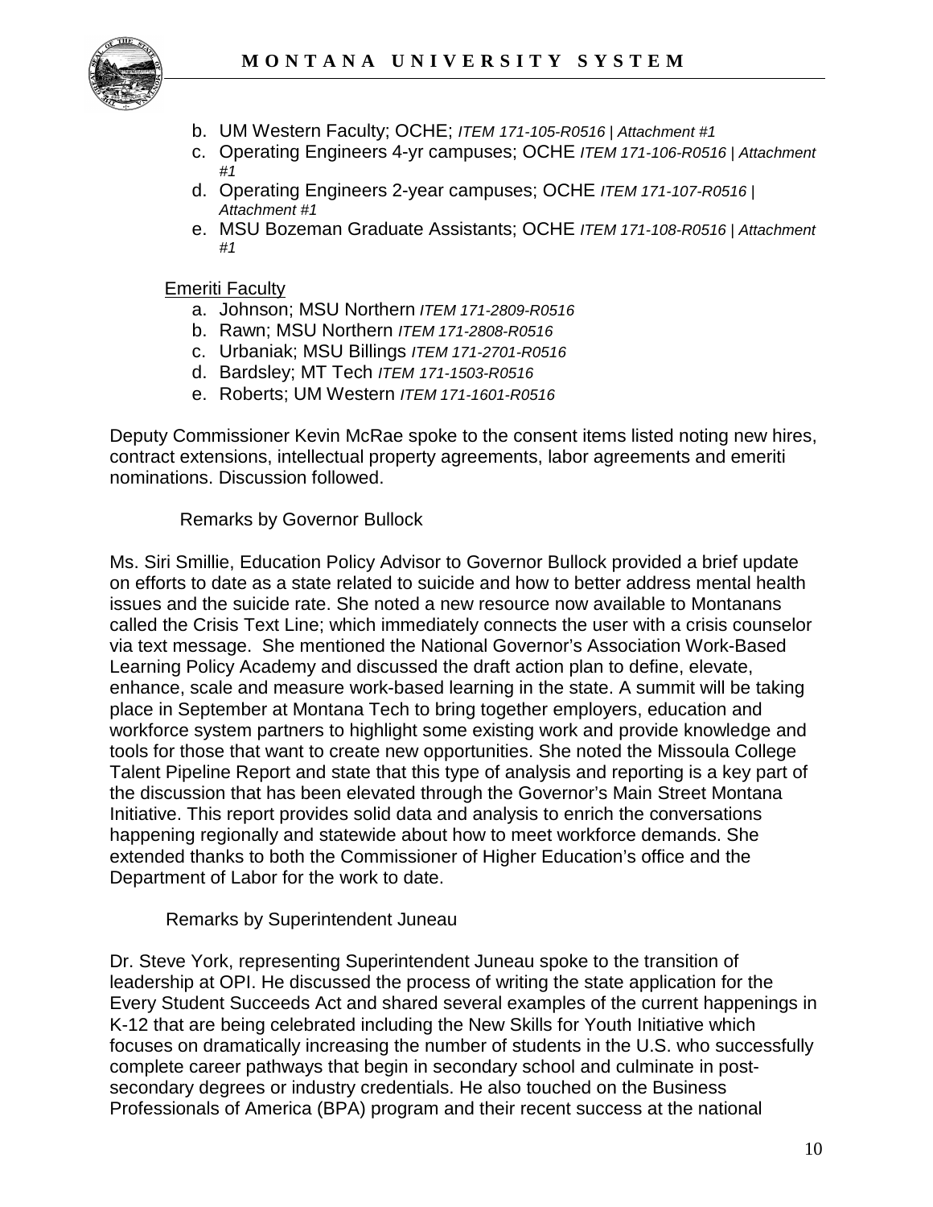b. UM Western Faculty; OCHE; *ITEM 171-105-R0516 | Attachment #1*
c. Operating Engineers 4-yr campuses; OCHE *ITEM 171-106-R0516 | Attachment #1*
d. Operating Engineers 2-year campuses; OCHE *ITEM 171-107-R0516 | Attachment #1*
e. MSU Bozeman Graduate Assistants; OCHE *ITEM 171-108-R0516 | Attachment #1*

<u>Emeriti Faculty</u>

a. Johnson; MSU Northern *ITEM 171-2809-R0516*
b. Rawn; MSU Northern *ITEM 171-2808-R0516*
c. Urbaniak; MSU Billings *ITEM 171-2701-R0516*
d. Bardsley; MT Tech *ITEM 171-1503-R0516*
e. Roberts; UM Western *ITEM 171-1601-R0516*

Deputy Commissioner Kevin McRae spoke to the consent items listed noting new hires, contract extensions, intellectual property agreements, labor agreements and emeriti nominations. Discussion followed.

Remarks by Governor Bullock

Ms. Siri Smillie, Education Policy Advisor to Governor Bullock provided a brief update on efforts to date as a state related to suicide and how to better address mental health issues and the suicide rate. She noted a new resource now available to Montanans called the Crisis Text Line; which immediately connects the user with a crisis counselor via text message. She mentioned the National Governor's Association Work-Based Learning Policy Academy and discussed the draft action plan to define, elevate, enhance, scale and measure work-based learning in the state. A summit will be taking place in September at Montana Tech to bring together employers, education and workforce system partners to highlight some existing work and provide knowledge and tools for those that want to create new opportunities. She noted the Missoula College Talent Pipeline Report and state that this type of analysis and reporting is a key part of the discussion that has been elevated through the Governor's Main Street Montana Initiative. This report provides solid data and analysis to enrich the conversations happening regionally and statewide about how to meet workforce demands. She extended thanks to both the Commissioner of Higher Education's office and the Department of Labor for the work to date.

Remarks by Superintendent Juneau

Dr. Steve York, representing Superintendent Juneau spoke to the transition of leadership at OPI. He discussed the process of writing the state application for the Every Student Succeeds Act and shared several examples of the current happenings in K-12 that are being celebrated including the New Skills for Youth Initiative which focuses on dramatically increasing the number of students in the U.S. who successfully complete career pathways that begin in secondary school and culminate in post-secondary degrees or industry credentials. He also touched on the Business Professionals of America (BPA) program and their recent success at the national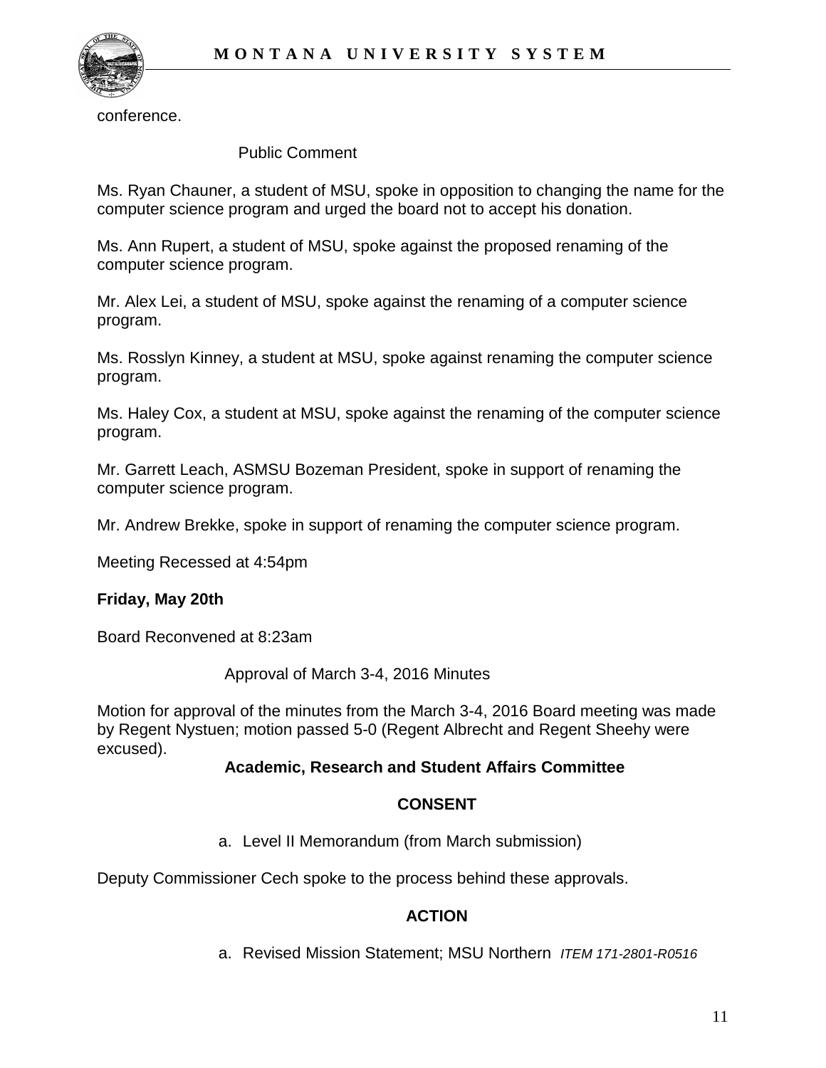conference.

Public Comment

Ms. Ryan Chauner, a student of MSU, spoke in opposition to changing the name for the computer science program and urged the board not to accept his donation.

Ms. Ann Rupert, a student of MSU, spoke against the proposed renaming of the computer science program.

Mr. Alex Lei, a student of MSU, spoke against the renaming of a computer science program.

Ms. Rosslyn Kinney, a student at MSU, spoke against renaming the computer science program.

Ms. Haley Cox, a student at MSU, spoke against the renaming of the computer science program.

Mr. Garrett Leach, ASMSU Bozeman President, spoke in support of renaming the computer science program.

Mr. Andrew Brekke, spoke in support of renaming the computer science program.

Meeting Recessed at 4:54pm

**Friday, May 20th**

Board Reconvened at 8:23am

Approval of March 3-4, 2016 Minutes

Motion for approval of the minutes from the March 3-4, 2016 Board meeting was made by Regent Nystuen; motion passed 5-0 (Regent Albrecht and Regent Sheehy were excused).

**Academic, Research and Student Affairs Committee**

**CONSENT**

a. Level II Memorandum (from March submission)

Deputy Commissioner Cech spoke to the process behind these approvals.

**ACTION**

a. Revised Mission Statement; MSU Northern *ITEM 171-2801-R0516*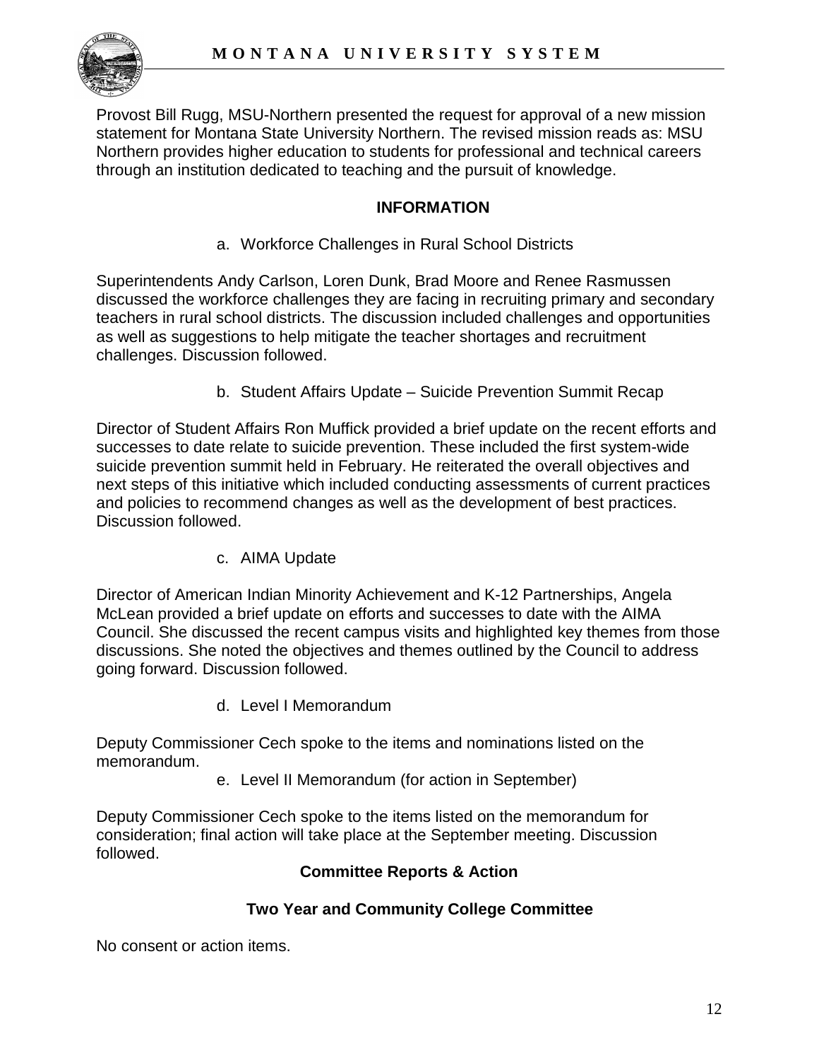Provost Bill Rugg, MSU-Northern presented the request for approval of a new mission statement for Montana State University Northern. The revised mission reads as: MSU Northern provides higher education to students for professional and technical careers through an institution dedicated to teaching and the pursuit of knowledge.

## INFORMATION

a. Workforce Challenges in Rural School Districts

Superintendents Andy Carlson, Loren Dunk, Brad Moore and Renee Rasmussen discussed the workforce challenges they are facing in recruiting primary and secondary teachers in rural school districts. The discussion included challenges and opportunities as well as suggestions to help mitigate the teacher shortages and recruitment challenges. Discussion followed.

b. Student Affairs Update – Suicide Prevention Summit Recap

Director of Student Affairs Ron Muffick provided a brief update on the recent efforts and successes to date relate to suicide prevention. These included the first system-wide suicide prevention summit held in February. He reiterated the overall objectives and next steps of this initiative which included conducting assessments of current practices and policies to recommend changes as well as the development of best practices. Discussion followed.

c. AIMA Update

Director of American Indian Minority Achievement and K-12 Partnerships, Angela McLean provided a brief update on efforts and successes to date with the AIMA Council. She discussed the recent campus visits and highlighted key themes from those discussions. She noted the objectives and themes outlined by the Council to address going forward. Discussion followed.

d. Level I Memorandum

Deputy Commissioner Cech spoke to the items and nominations listed on the memorandum.

e. Level II Memorandum (for action in September)

Deputy Commissioner Cech spoke to the items listed on the memorandum for consideration; final action will take place at the September meeting. Discussion followed.

## Committee Reports & Action

### Two Year and Community College Committee

No consent or action items.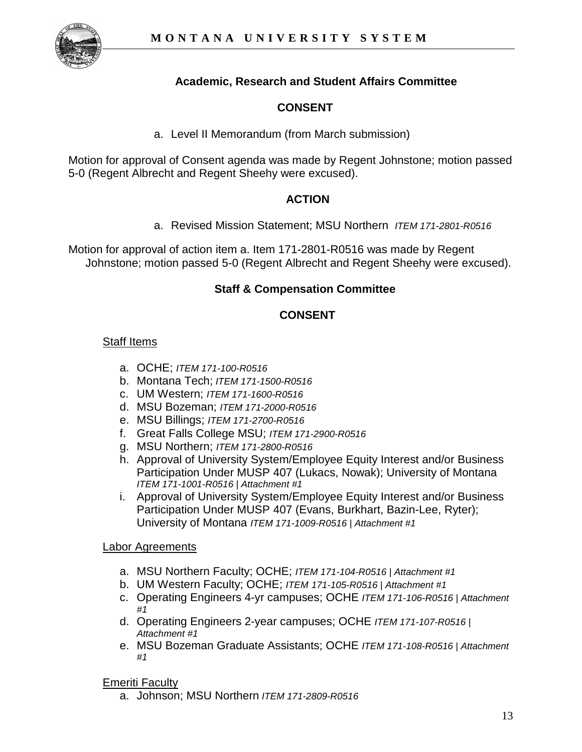### Academic, Research and Student Affairs Committee

#### CONSENT

a. Level II Memorandum (from March submission)

Motion for approval of Consent agenda was made by Regent Johnstone; motion passed 5-0 (Regent Albrecht and Regent Sheehy were excused).

#### ACTION

a. Revised Mission Statement; MSU Northern *ITEM 171-2801-R0516*

Motion for approval of action item a. Item 171-2801-R0516 was made by Regent Johnstone; motion passed 5-0 (Regent Albrecht and Regent Sheehy were excused).

### Staff & Compensation Committee

#### CONSENT

Staff Items

a. OCHE; *ITEM 171-100-R0516*
b. Montana Tech; *ITEM 171-1500-R0516*
c. UM Western; *ITEM 171-1600-R0516*
d. MSU Bozeman; *ITEM 171-2000-R0516*
e. MSU Billings; *ITEM 171-2700-R0516*
f. Great Falls College MSU; *ITEM 171-2900-R0516*
g. MSU Northern; *ITEM 171-2800-R0516*
h. Approval of University System/Employee Equity Interest and/or Business Participation Under MUSP 407 (Lukacs, Nowak); University of Montana *ITEM 171-1001-R0516 | Attachment #1*
i. Approval of University System/Employee Equity Interest and/or Business Participation Under MUSP 407 (Evans, Burkhart, Bazin-Lee, Ryter); University of Montana *ITEM 171-1009-R0516 | Attachment #1*

Labor Agreements

a. MSU Northern Faculty; OCHE; *ITEM 171-104-R0516 | Attachment #1*
b. UM Western Faculty; OCHE; *ITEM 171-105-R0516 | Attachment #1*
c. Operating Engineers 4-yr campuses; OCHE *ITEM 171-106-R0516 | Attachment #1*
d. Operating Engineers 2-year campuses; OCHE *ITEM 171-107-R0516 | Attachment #1*
e. MSU Bozeman Graduate Assistants; OCHE *ITEM 171-108-R0516 | Attachment #1*

Emeriti Faculty

a. Johnson; MSU Northern *ITEM 171-2809-R0516*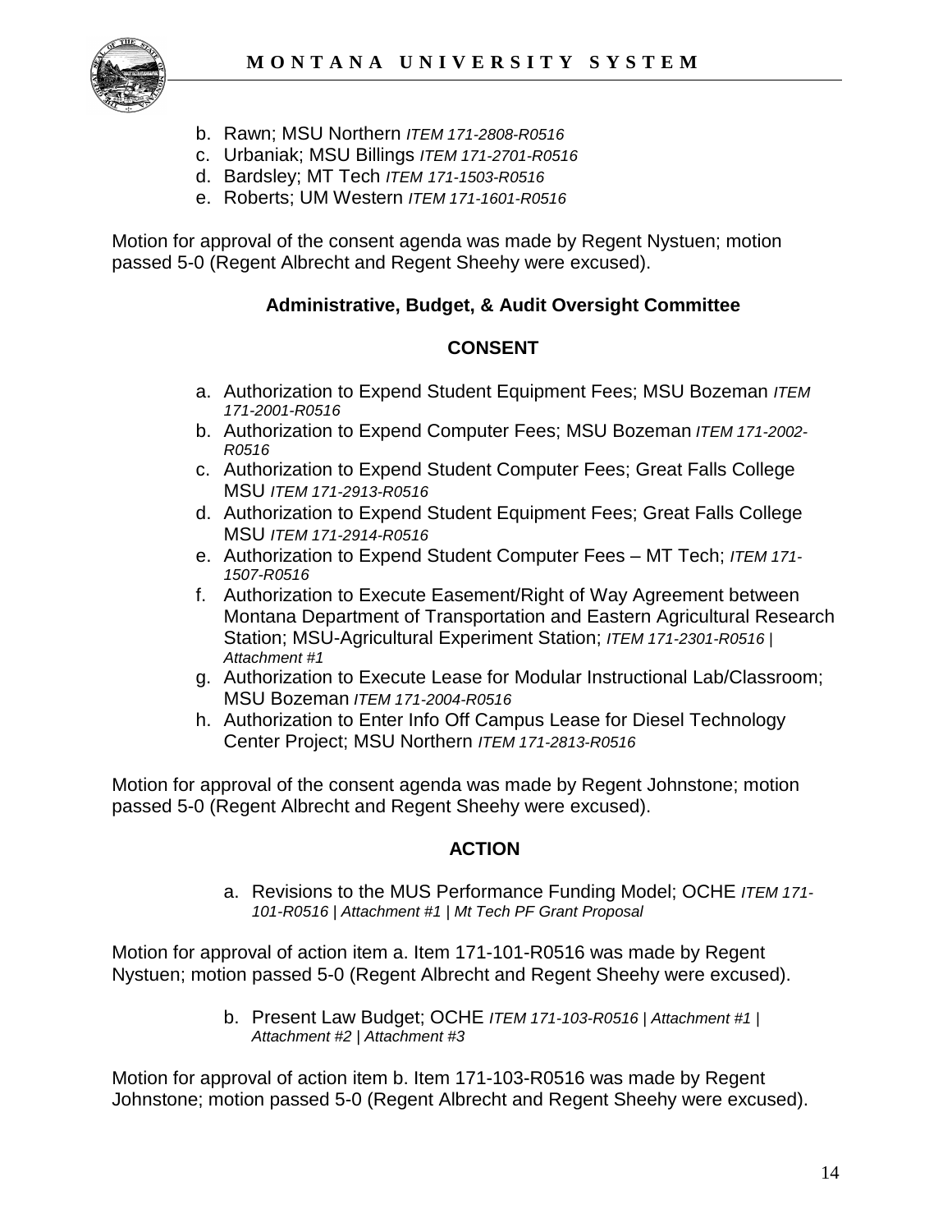b. Rawn; MSU Northern *ITEM 171-2808-R0516*
c. Urbaniak; MSU Billings *ITEM 171-2701-R0516*
d. Bardsley; MT Tech *ITEM 171-1503-R0516*
e. Roberts; UM Western *ITEM 171-1601-R0516*

Motion for approval of the consent agenda was made by Regent Nystuen; motion passed 5-0 (Regent Albrecht and Regent Sheehy were excused).

### Administrative, Budget, & Audit Oversight Committee

#### CONSENT

a. Authorization to Expend Student Equipment Fees; MSU Bozeman *ITEM 171-2001-R0516*
b. Authorization to Expend Computer Fees; MSU Bozeman *ITEM 171-2002-R0516*
c. Authorization to Expend Student Computer Fees; Great Falls College MSU *ITEM 171-2913-R0516*
d. Authorization to Expend Student Equipment Fees; Great Falls College MSU *ITEM 171-2914-R0516*
e. Authorization to Expend Student Computer Fees – MT Tech; *ITEM 171-1507-R0516*
f. Authorization to Execute Easement/Right of Way Agreement between Montana Department of Transportation and Eastern Agricultural Research Station; MSU-Agricultural Experiment Station; *ITEM 171-2301-R0516 | Attachment #1*
g. Authorization to Execute Lease for Modular Instructional Lab/Classroom; MSU Bozeman *ITEM 171-2004-R0516*
h. Authorization to Enter Info Off Campus Lease for Diesel Technology Center Project; MSU Northern *ITEM 171-2813-R0516*

Motion for approval of the consent agenda was made by Regent Johnstone; motion passed 5-0 (Regent Albrecht and Regent Sheehy were excused).

#### ACTION

a. Revisions to the MUS Performance Funding Model; OCHE *ITEM 171-101-R0516 | Attachment #1 | Mt Tech PF Grant Proposal*

Motion for approval of action item a. Item 171-101-R0516 was made by Regent Nystuen; motion passed 5-0 (Regent Albrecht and Regent Sheehy were excused).

b. Present Law Budget; OCHE *ITEM 171-103-R0516 | Attachment #1 | Attachment #2 | Attachment #3*

Motion for approval of action item b. Item 171-103-R0516 was made by Regent Johnstone; motion passed 5-0 (Regent Albrecht and Regent Sheehy were excused).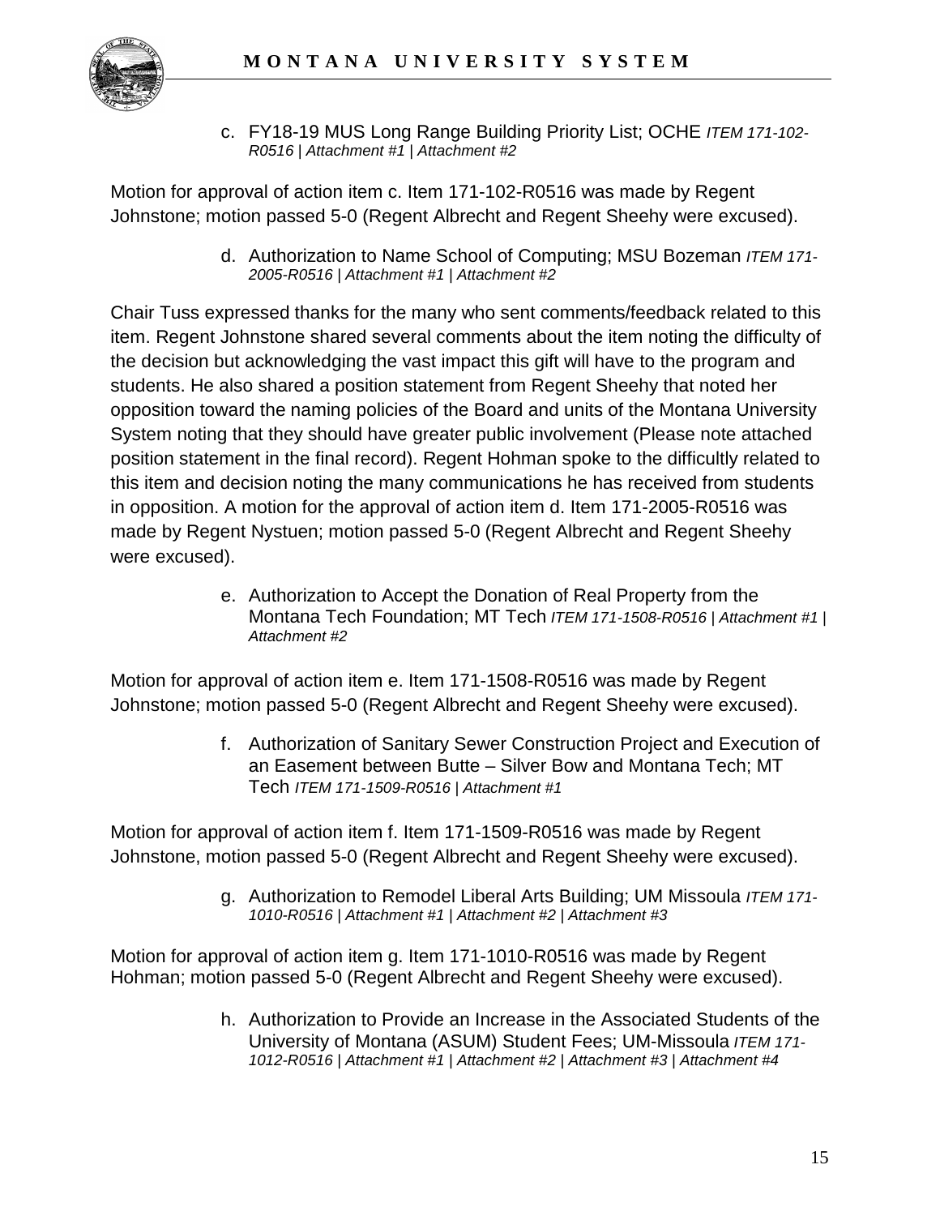c. FY18-19 MUS Long Range Building Priority List; OCHE *ITEM 171-102-R0516 | Attachment #1 | Attachment #2*

Motion for approval of action item c. Item 171-102-R0516 was made by Regent Johnstone; motion passed 5-0 (Regent Albrecht and Regent Sheehy were excused).

d. Authorization to Name School of Computing; MSU Bozeman *ITEM 171-2005-R0516 | Attachment #1 | Attachment #2*

Chair Tuss expressed thanks for the many who sent comments/feedback related to this item. Regent Johnstone shared several comments about the item noting the difficulty of the decision but acknowledging the vast impact this gift will have to the program and students. He also shared a position statement from Regent Sheehy that noted her opposition toward the naming policies of the Board and units of the Montana University System noting that they should have greater public involvement (Please note attached position statement in the final record). Regent Hohman spoke to the difficultly related to this item and decision noting the many communications he has received from students in opposition. A motion for the approval of action item d. Item 171-2005-R0516 was made by Regent Nystuen; motion passed 5-0 (Regent Albrecht and Regent Sheehy were excused).

e. Authorization to Accept the Donation of Real Property from the Montana Tech Foundation; MT Tech *ITEM 171-1508-R0516 | Attachment #1 | Attachment #2*

Motion for approval of action item e. Item 171-1508-R0516 was made by Regent Johnstone; motion passed 5-0 (Regent Albrecht and Regent Sheehy were excused).

f. Authorization of Sanitary Sewer Construction Project and Execution of an Easement between Butte – Silver Bow and Montana Tech; MT Tech *ITEM 171-1509-R0516 | Attachment #1*

Motion for approval of action item f. Item 171-1509-R0516 was made by Regent Johnstone, motion passed 5-0 (Regent Albrecht and Regent Sheehy were excused).

g. Authorization to Remodel Liberal Arts Building; UM Missoula *ITEM 171-1010-R0516 | Attachment #1 | Attachment #2 | Attachment #3*

Motion for approval of action item g. Item 171-1010-R0516 was made by Regent Hohman; motion passed 5-0 (Regent Albrecht and Regent Sheehy were excused).

h. Authorization to Provide an Increase in the Associated Students of the University of Montana (ASUM) Student Fees; UM-Missoula *ITEM 171-1012-R0516 | Attachment #1 | Attachment #2 | Attachment #3 | Attachment #4*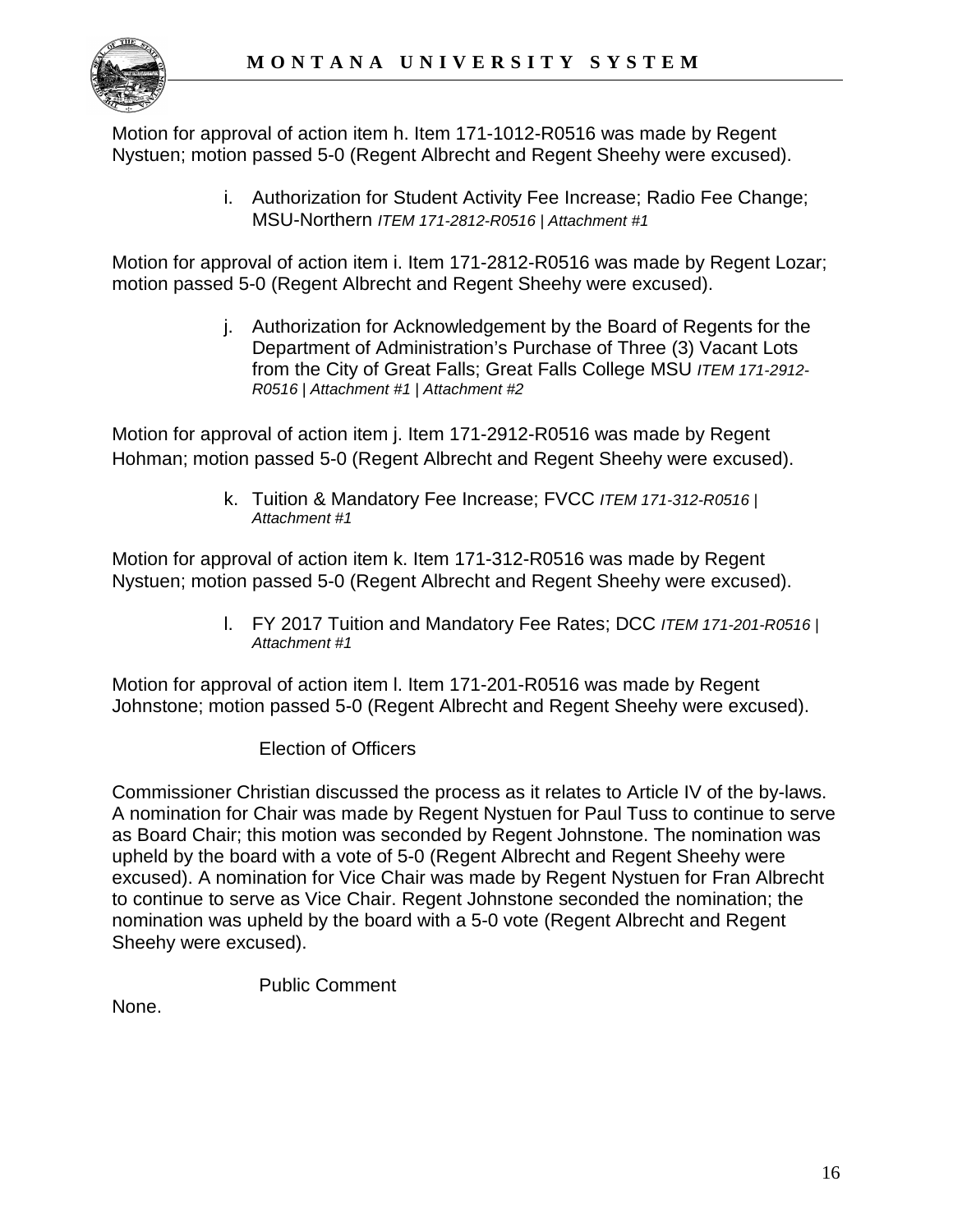Motion for approval of action item h. Item 171-1012-R0516 was made by Regent Nystuen; motion passed 5-0 (Regent Albrecht and Regent Sheehy were excused).

i. Authorization for Student Activity Fee Increase; Radio Fee Change; MSU-Northern *ITEM 171-2812-R0516 | Attachment #1*

Motion for approval of action item i. Item 171-2812-R0516 was made by Regent Lozar; motion passed 5-0 (Regent Albrecht and Regent Sheehy were excused).

j. Authorization for Acknowledgement by the Board of Regents for the Department of Administration's Purchase of Three (3) Vacant Lots from the City of Great Falls; Great Falls College MSU *ITEM 171-2912-R0516 | Attachment #1 | Attachment #2*

Motion for approval of action item j. Item 171-2912-R0516 was made by Regent Hohman; motion passed 5-0 (Regent Albrecht and Regent Sheehy were excused).

k. Tuition & Mandatory Fee Increase; FVCC *ITEM 171-312-R0516 | Attachment #1*

Motion for approval of action item k. Item 171-312-R0516 was made by Regent Nystuen; motion passed 5-0 (Regent Albrecht and Regent Sheehy were excused).

l. FY 2017 Tuition and Mandatory Fee Rates; DCC *ITEM 171-201-R0516 | Attachment #1*

Motion for approval of action item l. Item 171-201-R0516 was made by Regent Johnstone; motion passed 5-0 (Regent Albrecht and Regent Sheehy were excused).

Election of Officers

Commissioner Christian discussed the process as it relates to Article IV of the by-laws. A nomination for Chair was made by Regent Nystuen for Paul Tuss to continue to serve as Board Chair; this motion was seconded by Regent Johnstone. The nomination was upheld by the board with a vote of 5-0 (Regent Albrecht and Regent Sheehy were excused). A nomination for Vice Chair was made by Regent Nystuen for Fran Albrecht to continue to serve as Vice Chair. Regent Johnstone seconded the nomination; the nomination was upheld by the board with a 5-0 vote (Regent Albrecht and Regent Sheehy were excused).

Public Comment

None.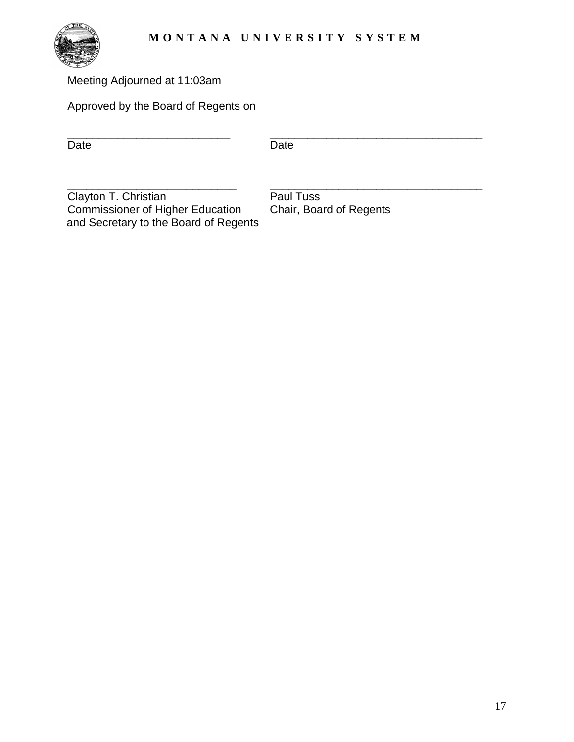Meeting Adjourned at 11:03am

Approved by the Board of Regents on

| | |
|---|---|
| ____________________________ | _____________________________________ |
| Date | Date |
| | |
| _____________________________ | _____________________________________ |
| Clayton T. Christian<br>Commissioner of Higher Education<br>and Secretary to the Board of Regents | Paul Tuss<br>Chair, Board of Regents |